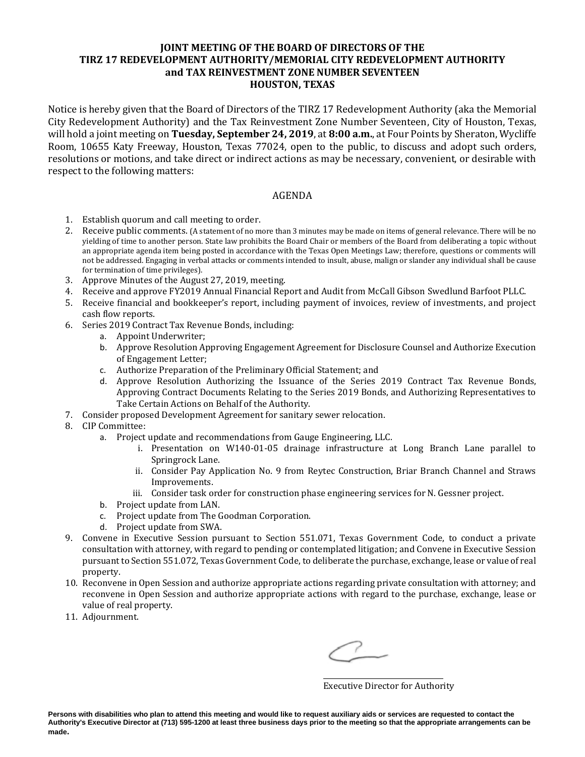# JOINT MEETING OF THE BOARD OF DIRECTORS OF THE TIRZ 17 REDEVELOPMENT AUTHORITY/MEMORIAL CITY REDEVELOPMENT AUTHORITY and TAX REINVESTMENT ZONE NUMBER SEVENTEEN HOUSTON, TEXAS

Notice is hereby given that the Board of Directors of the TIRZ 17 Redevelopment Authority (aka the Memorial City Redevelopment Authority) and the Tax Reinvestment Zone Number Seventeen, City of Houston, Texas, will hold a joint meeting on **Tuesday, September 24, 2019**, at **8:00 a.m.**, at Four Points by Sheraton, Wycliffe Room, 10655 Katy Freeway, Houston, Texas 77024, open to the public, to discuss and adopt such orders, resolutions or motions, and take direct or indirect actions as may be necessary, convenient, or desirable with respect to the following matters:

## AGENDA

1. Establish quorum and call meeting to order.
2. Receive public comments. (A statement of no more than 3 minutes may be made on items of general relevance. There will be no yielding of time to another person. State law prohibits the Board Chair or members of the Board from deliberating a topic without an appropriate agenda item being posted in accordance with the Texas Open Meetings Law; therefore, questions or comments will not be addressed. Engaging in verbal attacks or comments intended to insult, abuse, malign or slander any individual shall be cause for termination of time privileges).
3. Approve Minutes of the August 27, 2019, meeting.
4. Receive and approve FY2019 Annual Financial Report and Audit from McCall Gibson Swedlund Barfoot PLLC.
5. Receive financial and bookkeeper's report, including payment of invoices, review of investments, and project cash flow reports.
6. Series 2019 Contract Tax Revenue Bonds, including:
   a. Appoint Underwriter;
   b. Approve Resolution Approving Engagement Agreement for Disclosure Counsel and Authorize Execution of Engagement Letter;
   c. Authorize Preparation of the Preliminary Official Statement; and
   d. Approve Resolution Authorizing the Issuance of the Series 2019 Contract Tax Revenue Bonds, Approving Contract Documents Relating to the Series 2019 Bonds, and Authorizing Representatives to Take Certain Actions on Behalf of the Authority.
7. Consider proposed Development Agreement for sanitary sewer relocation.
8. CIP Committee:
   a. Project update and recommendations from Gauge Engineering, LLC.
      i. Presentation on W140-01-05 drainage infrastructure at Long Branch Lane parallel to Springrock Lane.
      ii. Consider Pay Application No. 9 from Reytec Construction, Briar Branch Channel and Straws Improvements.
      iii. Consider task order for construction phase engineering services for N. Gessner project.
   b. Project update from LAN.
   c. Project update from The Goodman Corporation.
   d. Project update from SWA.
9. Convene in Executive Session pursuant to Section 551.071, Texas Government Code, to conduct a private consultation with attorney, with regard to pending or contemplated litigation; and Convene in Executive Session pursuant to Section 551.072, Texas Government Code, to deliberate the purchase, exchange, lease or value of real property.
10. Reconvene in Open Session and authorize appropriate actions regarding private consultation with attorney; and reconvene in Open Session and authorize appropriate actions with regard to the purchase, exchange, lease or value of real property.
11. Adjournment.

\_\_\_\_\_\_\_\_\_\_\_\_\_\_\_\_\_\_\_\_\_\_\_\_\_\_\_\_\_\_
Executive Director for Authority

**Persons with disabilities who plan to attend this meeting and would like to request auxiliary aids or services are requested to contact the Authority's Executive Director at (713) 595-1200 at least three business days prior to the meeting so that the appropriate arrangements can be made.**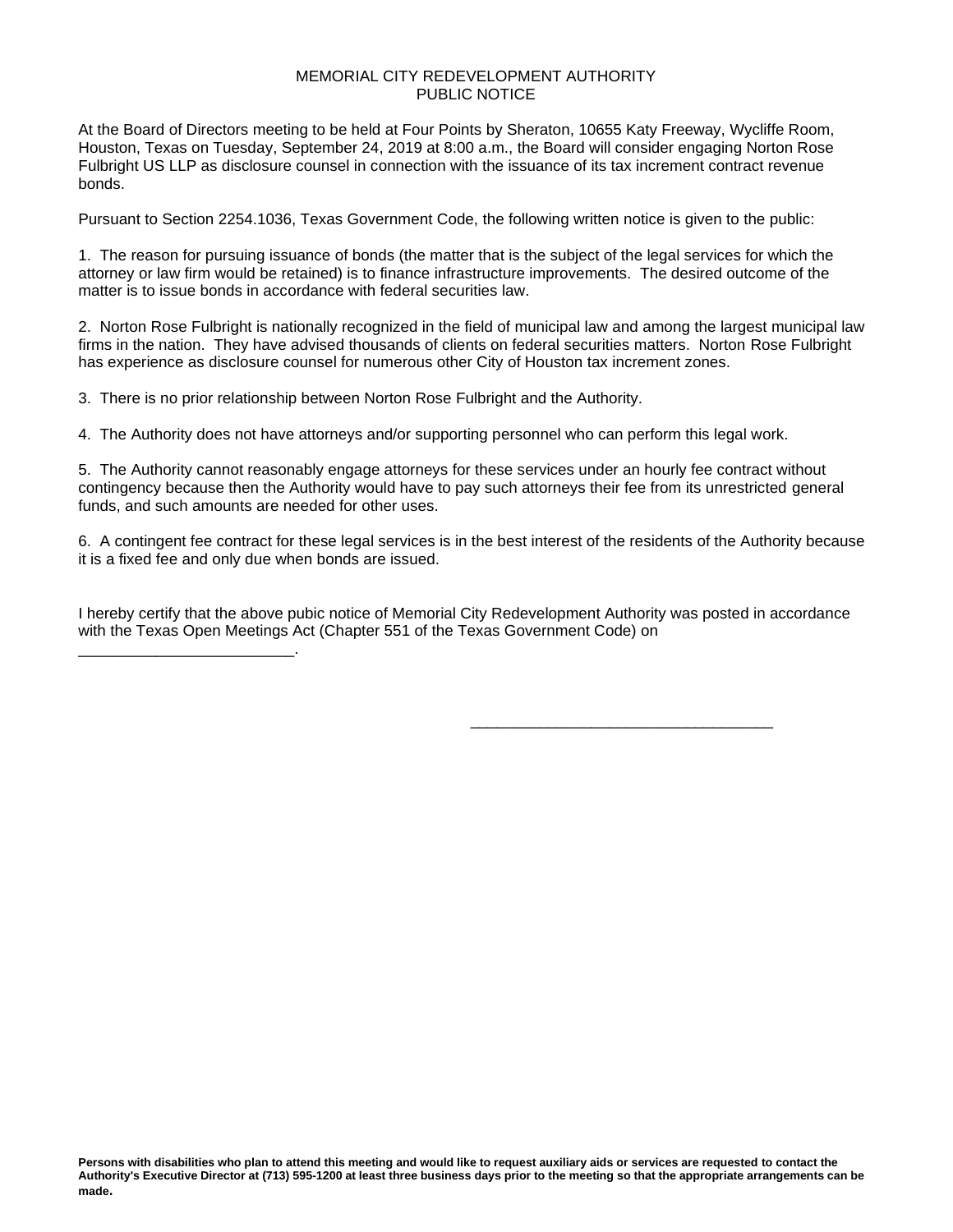MEMORIAL CITY REDEVELOPMENT AUTHORITY
PUBLIC NOTICE

At the Board of Directors meeting to be held at Four Points by Sheraton, 10655 Katy Freeway, Wycliffe Room, Houston, Texas on Tuesday, September 24, 2019 at 8:00 a.m., the Board will consider engaging Norton Rose Fulbright US LLP as disclosure counsel in connection with the issuance of its tax increment contract revenue bonds.

Pursuant to Section 2254.1036, Texas Government Code, the following written notice is given to the public:

1. The reason for pursuing issuance of bonds (the matter that is the subject of the legal services for which the attorney or law firm would be retained) is to finance infrastructure improvements. The desired outcome of the matter is to issue bonds in accordance with federal securities law.

2. Norton Rose Fulbright is nationally recognized in the field of municipal law and among the largest municipal law firms in the nation. They have advised thousands of clients on federal securities matters. Norton Rose Fulbright has experience as disclosure counsel for numerous other City of Houston tax increment zones.

3. There is no prior relationship between Norton Rose Fulbright and the Authority.

4. The Authority does not have attorneys and/or supporting personnel who can perform this legal work.

5. The Authority cannot reasonably engage attorneys for these services under an hourly fee contract without contingency because then the Authority would have to pay such attorneys their fee from its unrestricted general funds, and such amounts are needed for other uses.

6. A contingent fee contract for these legal services is in the best interest of the residents of the Authority because it is a fixed fee and only due when bonds are issued.

I hereby certify that the above pubic notice of Memorial City Redevelopment Authority was posted in accordance with the Texas Open Meetings Act (Chapter 551 of the Texas Government Code) on _________________________.

___________________________________

**Persons with disabilities who plan to attend this meeting and would like to request auxiliary aids or services are requested to contact the Authority's Executive Director at (713) 595-1200 at least three business days prior to the meeting so that the appropriate arrangements can be made.**